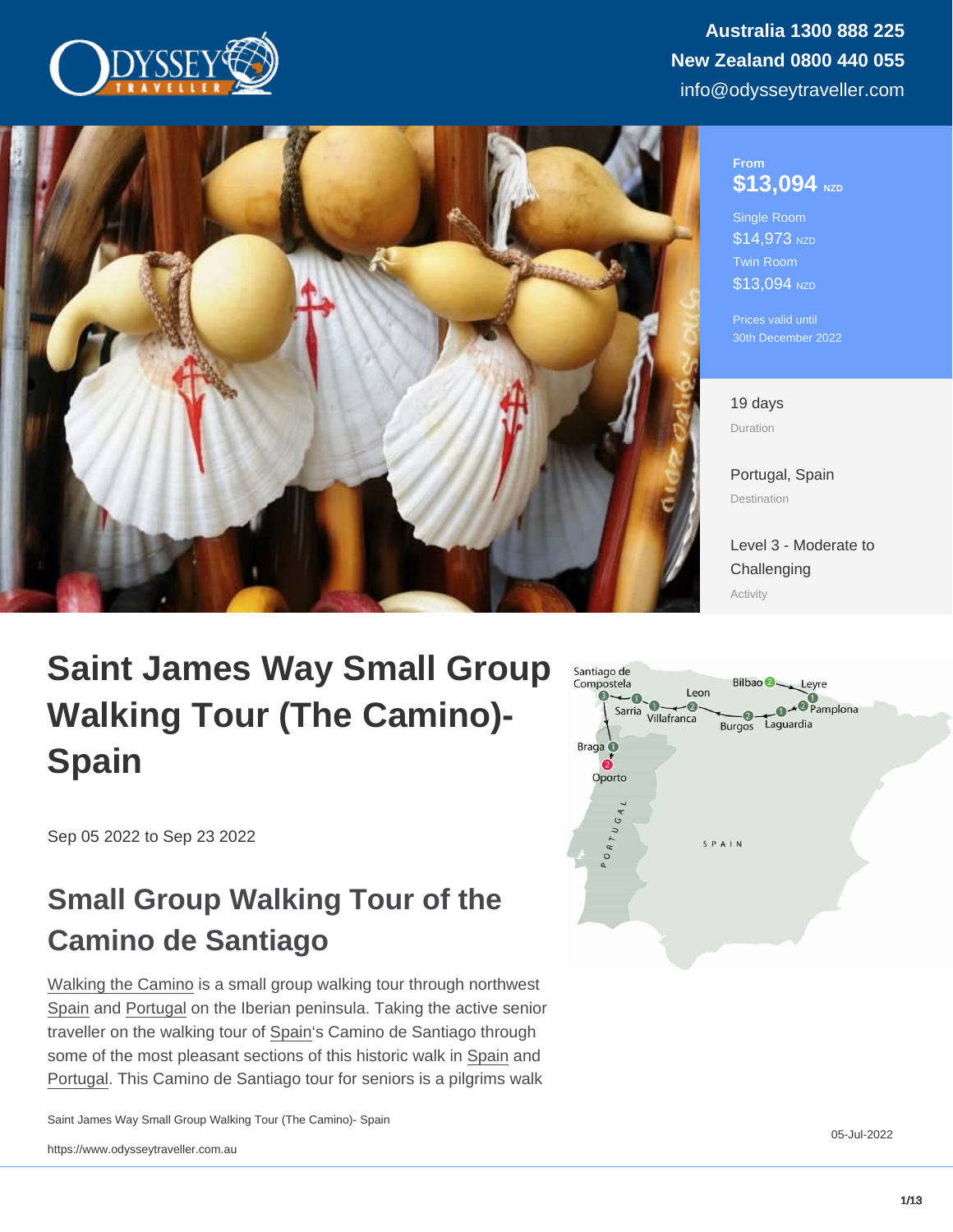Australia 1300 888 225
New Zealand 0800 440 055
info@odysseytraveller.com

From
$13,094 NZD

Single Room
$14,973 NZD
Twin Room
$13,094 NZD

Prices valid until
30th December 2022

19 days
Duration

Portugal, Spain
Destination

Level 3 - Moderate to Challenging
Activity

# Saint James Way Small Group Walking Tour (The Camino)- Spain

Sep 05 2022 to Sep 23 2022

## Small Group Walking Tour of the Camino de Santiago

Walking the Camino is a small group walking tour through northwest Spain and Portugal on the Iberian peninsula. Taking the active senior traveller on the walking tour of Spain's Camino de Santiago through some of the most pleasant sections of this historic walk in Spain and Portugal. This Camino de Santiago tour for seniors is a pilgrims walk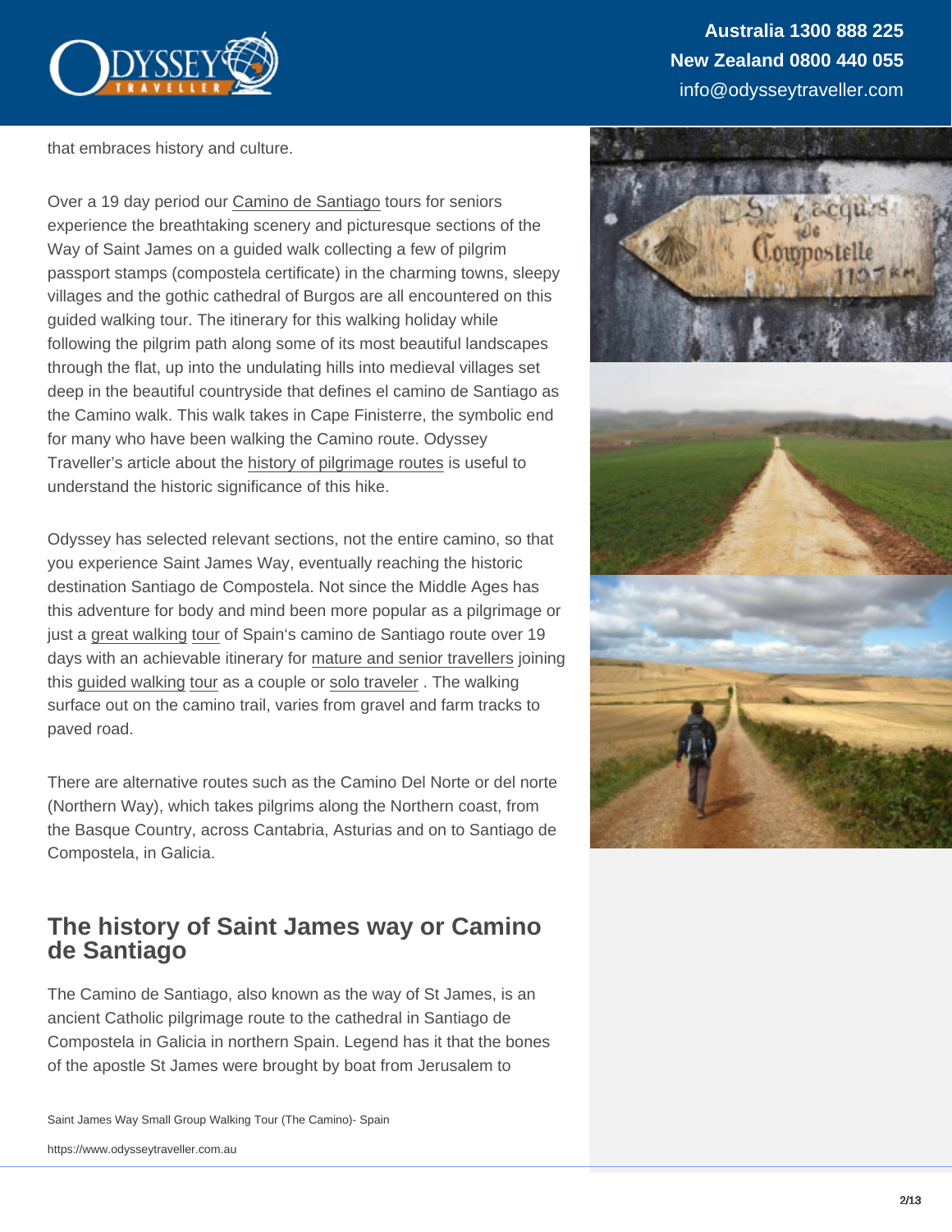that embraces history and culture.

Over a 19 day period our Camino de Santiago tours for seniors experience the breathtaking scenery and picturesque sections of the Way of Saint James on a guided walk collecting a few of pilgrim passport stamps (compostela certificate) in the charming towns, sleepy villages and the gothic cathedral of Burgos are all encountered on this guided walking tour. The itinerary for this walking holiday while following the pilgrim path along some of its most beautiful landscapes through the flat, up into the undulating hills into medieval villages set deep in the beautiful countryside that defines el camino de Santiago as the Camino walk. This walk takes in Cape Finisterre, the symbolic end for many who have been walking the Camino route. Odyssey Traveller's article about the history of pilgrimage routes is useful to understand the historic significance of this hike.

Odyssey has selected relevant sections, not the entire camino, so that you experience Saint James Way, eventually reaching the historic destination Santiago de Compostela. Not since the Middle Ages has this adventure for body and mind been more popular as a pilgrimage or just a great walking tour of Spain's camino de Santiago route over 19 days with an achievable itinerary for mature and senior travellers joining this guided walking tour as a couple or solo traveler . The walking surface out on the camino trail, varies from gravel and farm tracks to paved road.

There are alternative routes such as the Camino Del Norte or del norte (Northern Way), which takes pilgrims along the Northern coast, from the Basque Country, across Cantabria, Asturias and on to Santiago de Compostela, in Galicia.

## The history of Saint James way or Camino de Santiago

The Camino de Santiago, also known as the way of St James, is an ancient Catholic pilgrimage route to the cathedral in Santiago de Compostela in Galicia in northern Spain. Legend has it that the bones of the apostle St James were brought by boat from Jerusalem to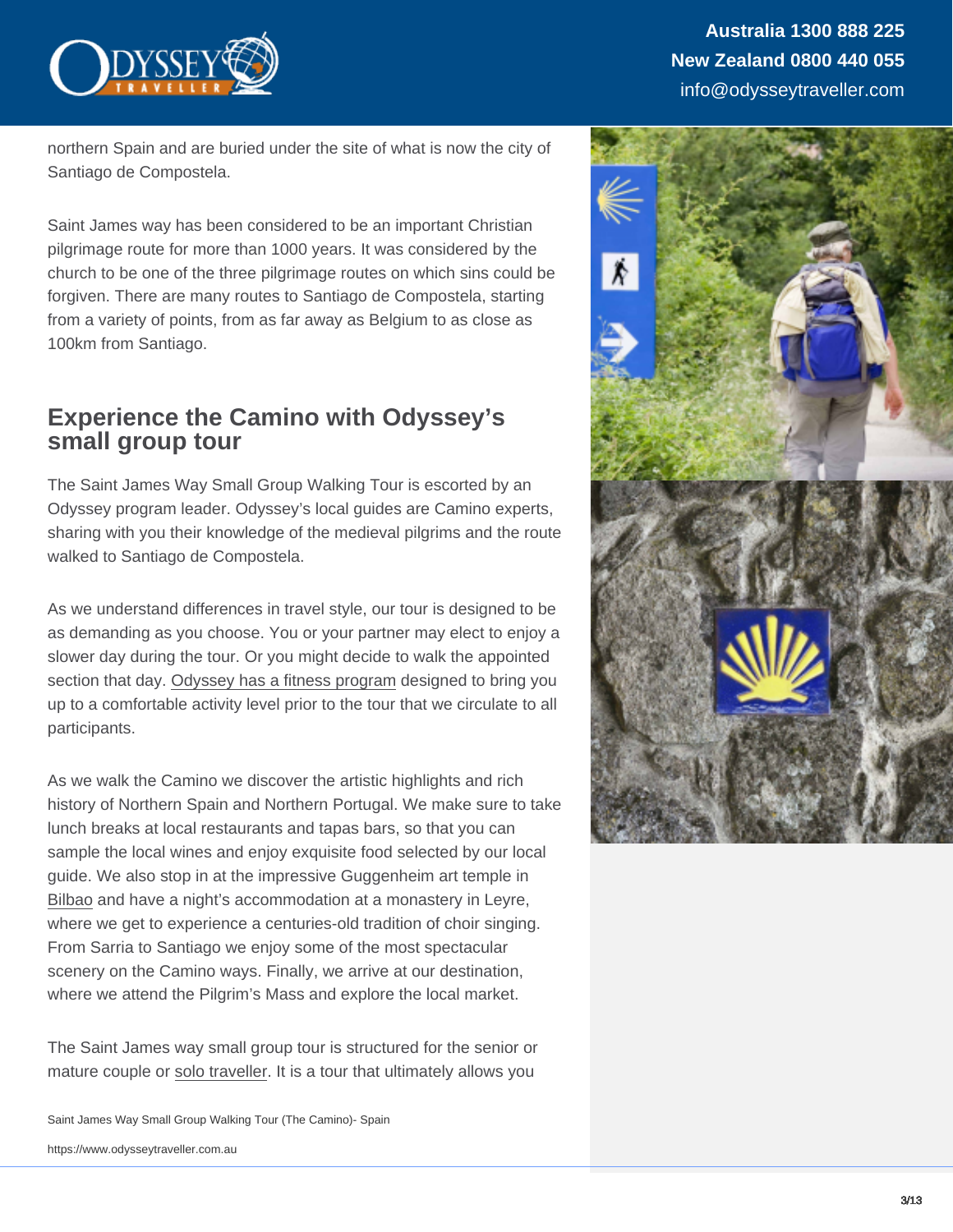northern Spain and are buried under the site of what is now the city of Santiago de Compostela.

Saint James way has been considered to be an important Christian pilgrimage route for more than 1000 years. It was considered by the church to be one of the three pilgrimage routes on which sins could be forgiven. There are many routes to Santiago de Compostela, starting from a variety of points, from as far away as Belgium to as close as 100km from Santiago.

## Experience the Camino with Odyssey's small group tour

The Saint James Way Small Group Walking Tour is escorted by an Odyssey program leader. Odyssey's local guides are Camino experts, sharing with you their knowledge of the medieval pilgrims and the route walked to Santiago de Compostela.

As we understand differences in travel style, our tour is designed to be as demanding as you choose. You or your partner may elect to enjoy a slower day during the tour. Or you might decide to walk the appointed section that day. Odyssey has a fitness program designed to bring you up to a comfortable activity level prior to the tour that we circulate to all participants.

As we walk the Camino we discover the artistic highlights and rich history of Northern Spain and Northern Portugal. We make sure to take lunch breaks at local restaurants and tapas bars, so that you can sample the local wines and enjoy exquisite food selected by our local guide. We also stop in at the impressive Guggenheim art temple in Bilbao and have a night's accommodation at a monastery in Leyre, where we get to experience a centuries-old tradition of choir singing. From Sarria to Santiago we enjoy some of the most spectacular scenery on the Camino ways. Finally, we arrive at our destination, where we attend the Pilgrim's Mass and explore the local market.

The Saint James way small group tour is structured for the senior or mature couple or solo traveller. It is a tour that ultimately allows you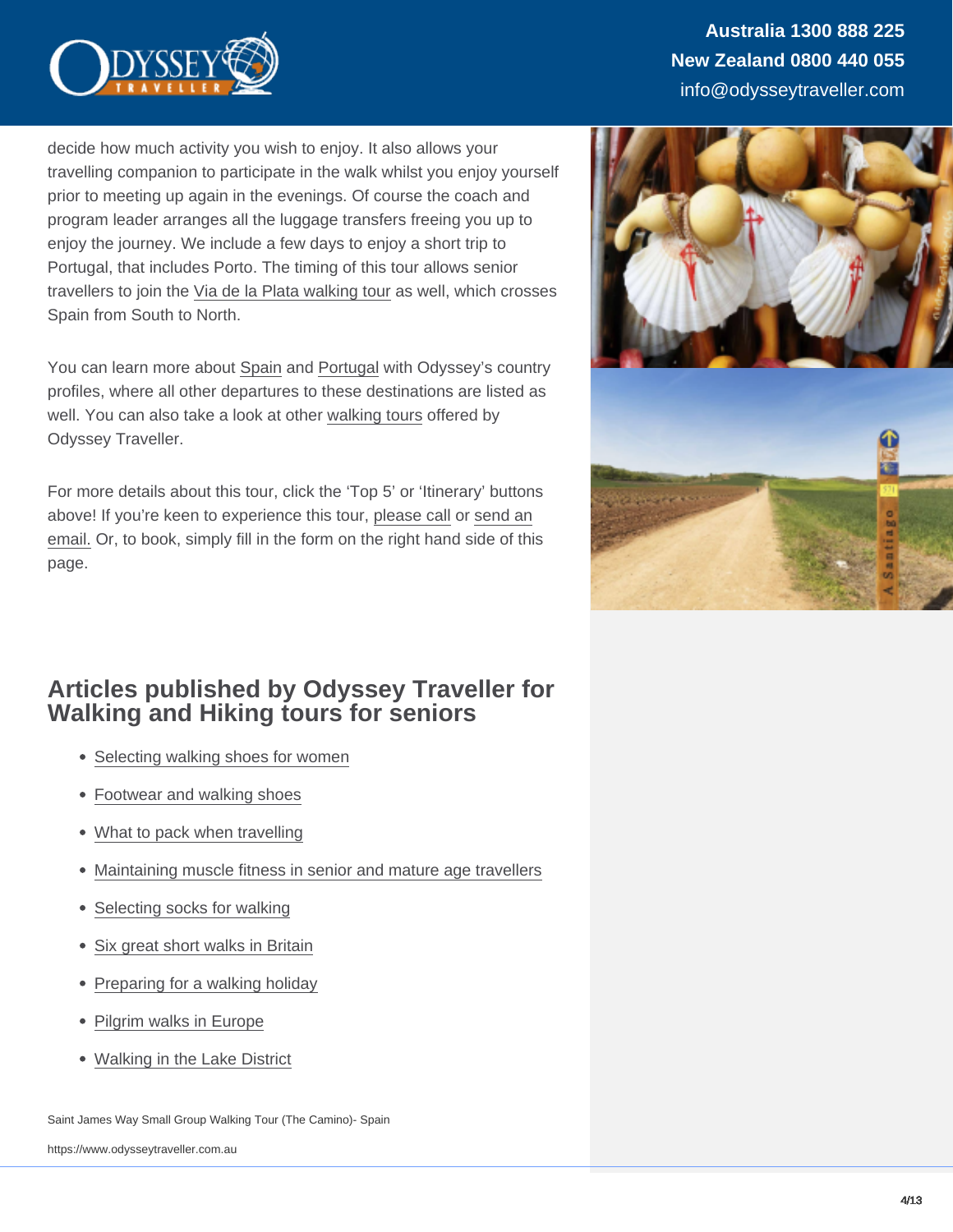decide how much activity you wish to enjoy. It also allows your travelling companion to participate in the walk whilst you enjoy yourself prior to meeting up again in the evenings. Of course the coach and program leader arranges all the luggage transfers freeing you up to enjoy the journey. We include a few days to enjoy a short trip to Portugal, that includes Porto. The timing of this tour allows senior travellers to join the Via de la Plata walking tour as well, which crosses Spain from South to North.

You can learn more about Spain and Portugal with Odyssey's country profiles, where all other departures to these destinations are listed as well. You can also take a look at other walking tours offered by Odyssey Traveller.

For more details about this tour, click the 'Top 5' or 'Itinerary' buttons above! If you're keen to experience this tour, please call or send an email. Or, to book, simply fill in the form on the right hand side of this page.

## Articles published by Odyssey Traveller for Walking and Hiking tours for seniors

- Selecting walking shoes for women
- Footwear and walking shoes
- What to pack when travelling
- Maintaining muscle fitness in senior and mature age travellers
- Selecting socks for walking
- Six great short walks in Britain
- Preparing for a walking holiday
- Pilgrim walks in Europe
- Walking in the Lake District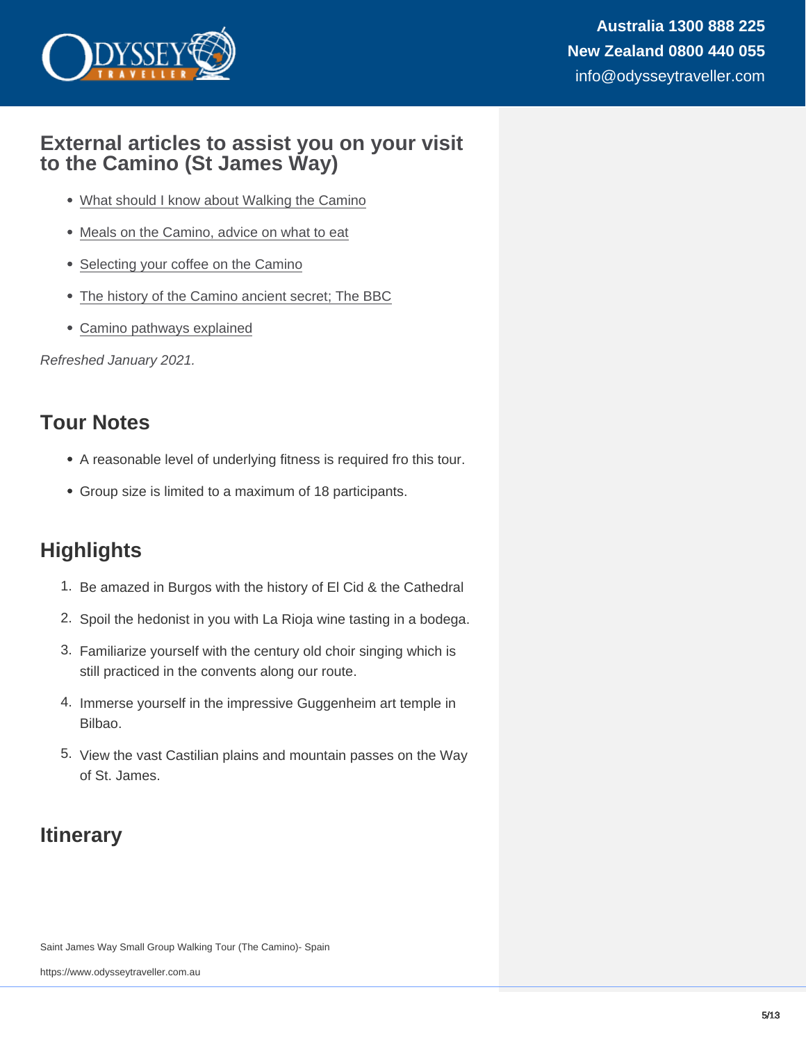## External articles to assist you on your visit to the Camino (St James Way)

- What should I know about Walking the Camino
- Meals on the Camino, advice on what to eat
- Selecting your coffee on the Camino
- The history of the Camino ancient secret; The BBC
- Camino pathways explained

*Refreshed January 2021.*

## Tour Notes

- A reasonable level of underlying fitness is required fro this tour.
- Group size is limited to a maximum of 18 participants.

## Highlights

1. Be amazed in Burgos with the history of El Cid & the Cathedral
2. Spoil the hedonist in you with La Rioja wine tasting in a bodega.
3. Familiarize yourself with the century old choir singing which is still practiced in the convents along our route.
4. Immerse yourself in the impressive Guggenheim art temple in Bilbao.
5. View the vast Castilian plains and mountain passes on the Way of St. James.

## Itinerary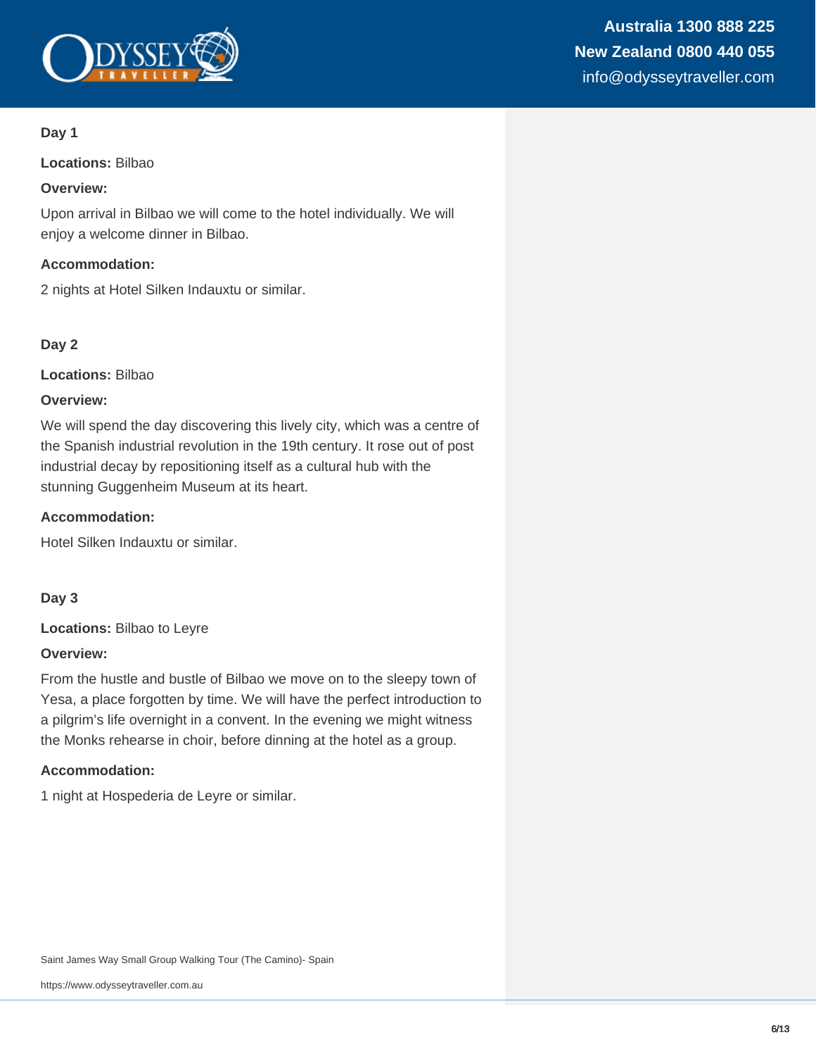### Day 1

**Locations:** Bilbao

**Overview:**

Upon arrival in Bilbao we will come to the hotel individually. We will enjoy a welcome dinner in Bilbao.

**Accommodation:**

2 nights at Hotel Silken Indauxtu or similar.

### Day 2

**Locations:** Bilbao

**Overview:**

We will spend the day discovering this lively city, which was a centre of the Spanish industrial revolution in the 19th century. It rose out of post industrial decay by repositioning itself as a cultural hub with the stunning Guggenheim Museum at its heart.

**Accommodation:**

Hotel Silken Indauxtu or similar.

### Day 3

**Locations:** Bilbao to Leyre

**Overview:**

From the hustle and bustle of Bilbao we move on to the sleepy town of Yesa, a place forgotten by time. We will have the perfect introduction to a pilgrim's life overnight in a convent. In the evening we might witness the Monks rehearse in choir, before dinning at the hotel as a group.

**Accommodation:**

1 night at Hospederia de Leyre or similar.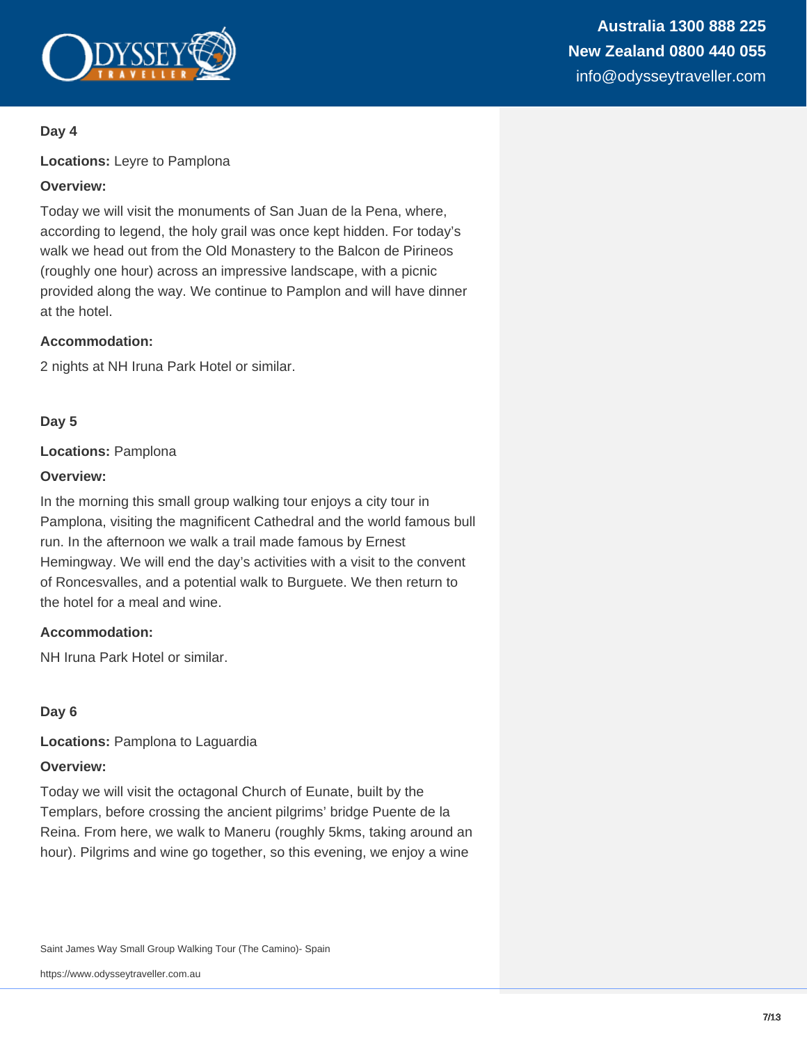**Day 4**

**Locations:** Leyre to Pamplona

**Overview:**

Today we will visit the monuments of San Juan de la Pena, where, according to legend, the holy grail was once kept hidden. For today's walk we head out from the Old Monastery to the Balcon de Pirineos (roughly one hour) across an impressive landscape, with a picnic provided along the way. We continue to Pamplon and will have dinner at the hotel.

**Accommodation:**

2 nights at NH Iruna Park Hotel or similar.

**Day 5**

**Locations:** Pamplona

**Overview:**

In the morning this small group walking tour enjoys a city tour in Pamplona, visiting the magnificent Cathedral and the world famous bull run. In the afternoon we walk a trail made famous by Ernest Hemingway. We will end the day's activities with a visit to the convent of Roncesvalles, and a potential walk to Burguete. We then return to the hotel for a meal and wine.

**Accommodation:**

NH Iruna Park Hotel or similar.

**Day 6**

**Locations:** Pamplona to Laguardia

**Overview:**

Today we will visit the octagonal Church of Eunate, built by the Templars, before crossing the ancient pilgrims' bridge Puente de la Reina. From here, we walk to Maneru (roughly 5kms, taking around an hour). Pilgrims and wine go together, so this evening, we enjoy a wine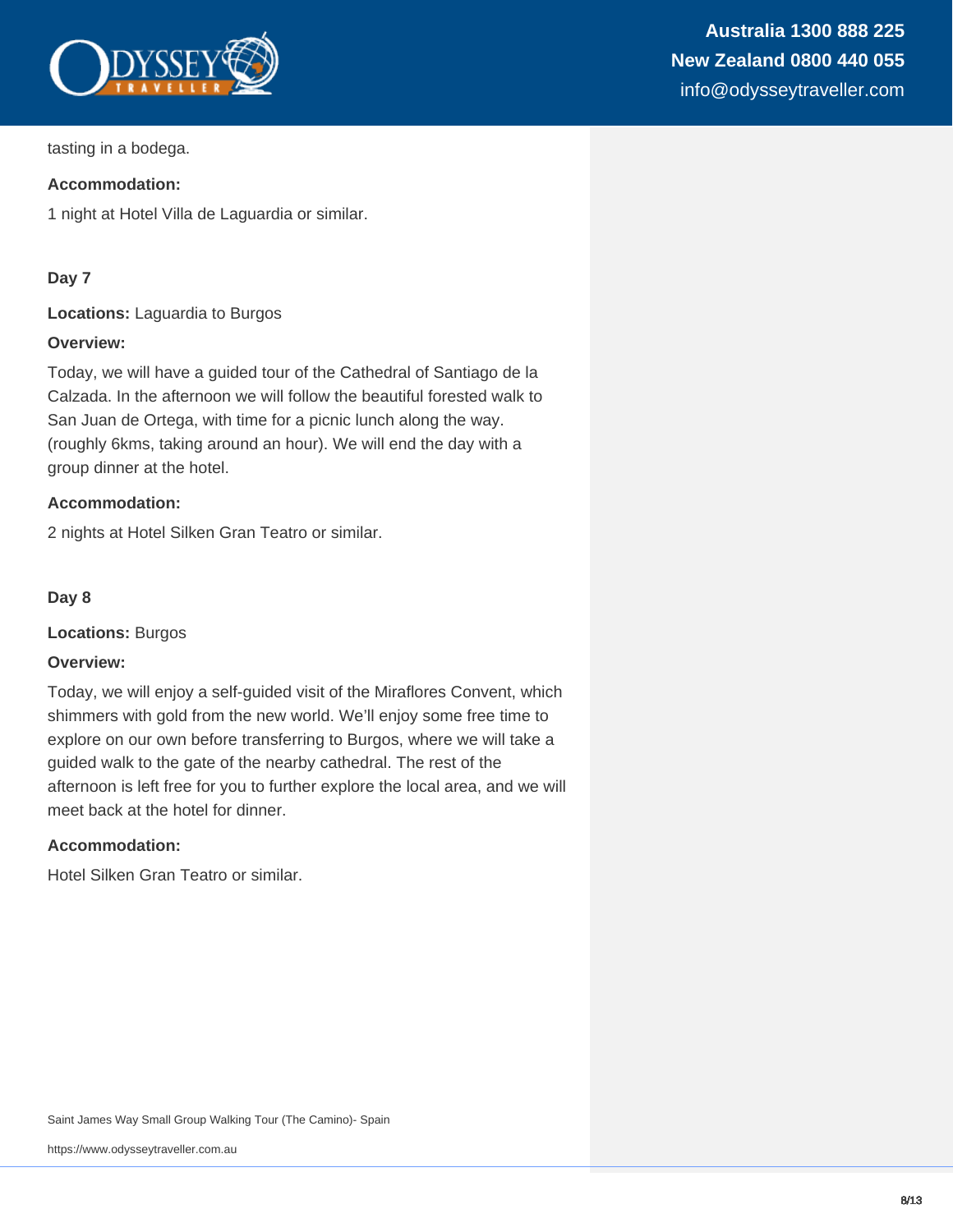tasting in a bodega.

**Accommodation:**

1 night at Hotel Villa de Laguardia or similar.

**Day 7**

**Locations:** Laguardia to Burgos

**Overview:**

Today, we will have a guided tour of the Cathedral of Santiago de la Calzada. In the afternoon we will follow the beautiful forested walk to San Juan de Ortega, with time for a picnic lunch along the way. (roughly 6kms, taking around an hour). We will end the day with a group dinner at the hotel.

**Accommodation:**

2 nights at Hotel Silken Gran Teatro or similar.

**Day 8**

**Locations:** Burgos

**Overview:**

Today, we will enjoy a self-guided visit of the Miraflores Convent, which shimmers with gold from the new world. We'll enjoy some free time to explore on our own before transferring to Burgos, where we will take a guided walk to the gate of the nearby cathedral. The rest of the afternoon is left free for you to further explore the local area, and we will meet back at the hotel for dinner.

**Accommodation:**

Hotel Silken Gran Teatro or similar.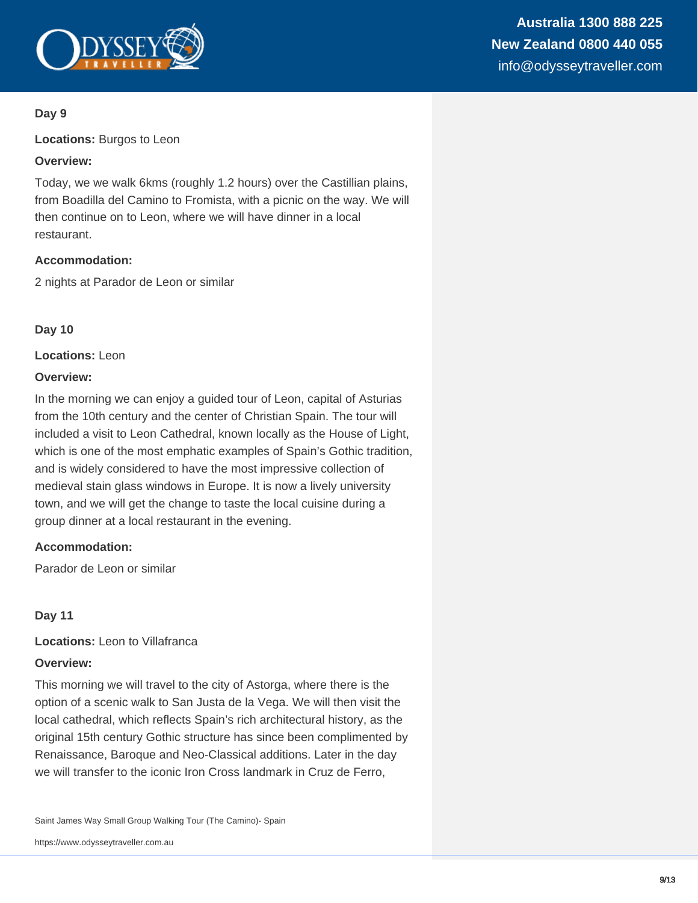### Day 9

**Locations:** Burgos to Leon

**Overview:**

Today, we we walk 6kms (roughly 1.2 hours) over the Castillian plains, from Boadilla del Camino to Fromista, with a picnic on the way. We will then continue on to Leon, where we will have dinner in a local restaurant.

**Accommodation:**

2 nights at Parador de Leon or similar

### Day 10

**Locations:** Leon

**Overview:**

In the morning we can enjoy a guided tour of Leon, capital of Asturias from the 10th century and the center of Christian Spain. The tour will included a visit to Leon Cathedral, known locally as the House of Light, which is one of the most emphatic examples of Spain's Gothic tradition, and is widely considered to have the most impressive collection of medieval stain glass windows in Europe. It is now a lively university town, and we will get the change to taste the local cuisine during a group dinner at a local restaurant in the evening.

**Accommodation:**

Parador de Leon or similar

### Day 11

**Locations:** Leon to Villafranca

**Overview:**

This morning we will travel to the city of Astorga, where there is the option of a scenic walk to San Justa de la Vega. We will then visit the local cathedral, which reflects Spain's rich architectural history, as the original 15th century Gothic structure has since been complimented by Renaissance, Baroque and Neo-Classical additions. Later in the day we will transfer to the iconic Iron Cross landmark in Cruz de Ferro,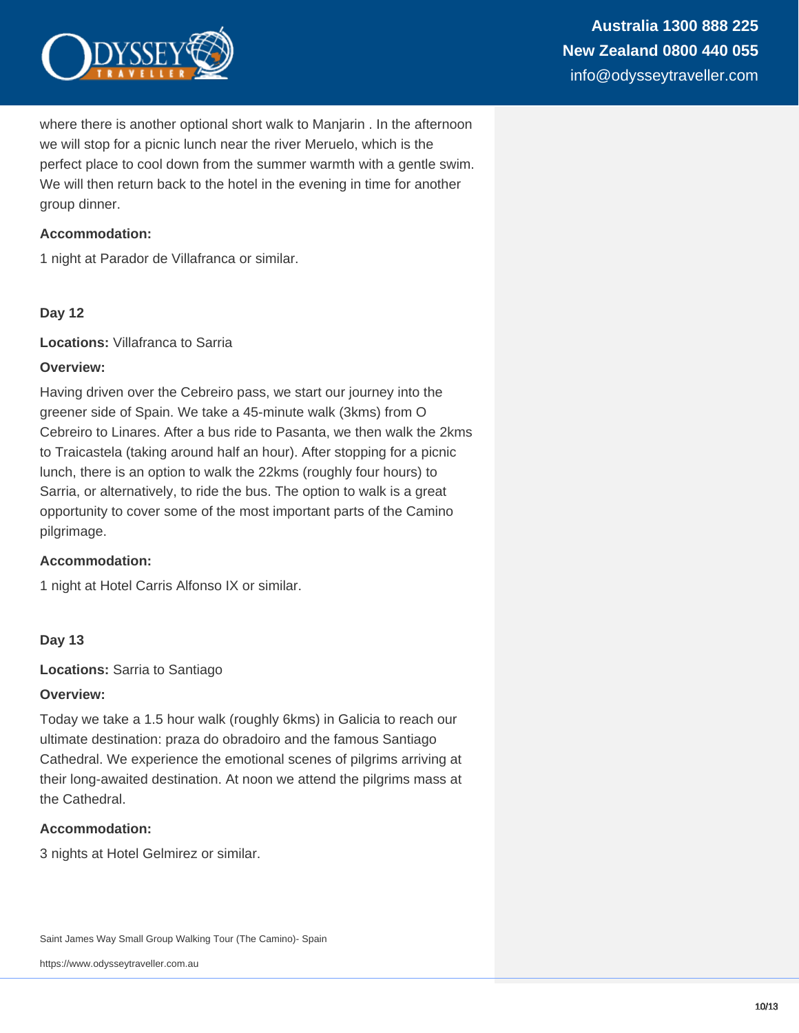where there is another optional short walk to Manjarin . In the afternoon we will stop for a picnic lunch near the river Meruelo, which is the perfect place to cool down from the summer warmth with a gentle swim. We will then return back to the hotel in the evening in time for another group dinner.

**Accommodation:**

1 night at Parador de Villafranca or similar.

### Day 12

**Locations:** Villafranca to Sarria

**Overview:**

Having driven over the Cebreiro pass, we start our journey into the greener side of Spain. We take a 45-minute walk (3kms) from O Cebreiro to Linares. After a bus ride to Pasanta, we then walk the 2kms to Traicastela (taking around half an hour). After stopping for a picnic lunch, there is an option to walk the 22kms (roughly four hours) to Sarria, or alternatively, to ride the bus. The option to walk is a great opportunity to cover some of the most important parts of the Camino pilgrimage.

**Accommodation:**

1 night at Hotel Carris Alfonso IX or similar.

### Day 13

**Locations:** Sarria to Santiago

**Overview:**

Today we take a 1.5 hour walk (roughly 6kms) in Galicia to reach our ultimate destination: praza do obradoiro and the famous Santiago Cathedral. We experience the emotional scenes of pilgrims arriving at their long-awaited destination. At noon we attend the pilgrims mass at the Cathedral.

**Accommodation:**

3 nights at Hotel Gelmirez or similar.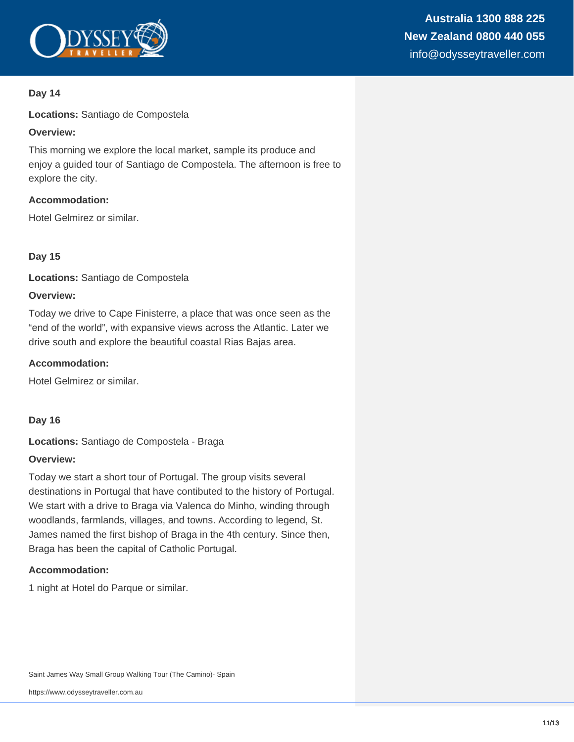### Day 14

**Locations:** Santiago de Compostela

**Overview:**

This morning we explore the local market, sample its produce and enjoy a guided tour of Santiago de Compostela. The afternoon is free to explore the city.

**Accommodation:**

Hotel Gelmirez or similar.

### Day 15

**Locations:** Santiago de Compostela

**Overview:**

Today we drive to Cape Finisterre, a place that was once seen as the "end of the world", with expansive views across the Atlantic. Later we drive south and explore the beautiful coastal Rias Bajas area.

**Accommodation:**

Hotel Gelmirez or similar.

### Day 16

**Locations:** Santiago de Compostela - Braga

**Overview:**

Today we start a short tour of Portugal. The group visits several destinations in Portugal that have contibuted to the history of Portugal. We start with a drive to Braga via Valenca do Minho, winding through woodlands, farmlands, villages, and towns. According to legend, St. James named the first bishop of Braga in the 4th century. Since then, Braga has been the capital of Catholic Portugal.

**Accommodation:**

1 night at Hotel do Parque or similar.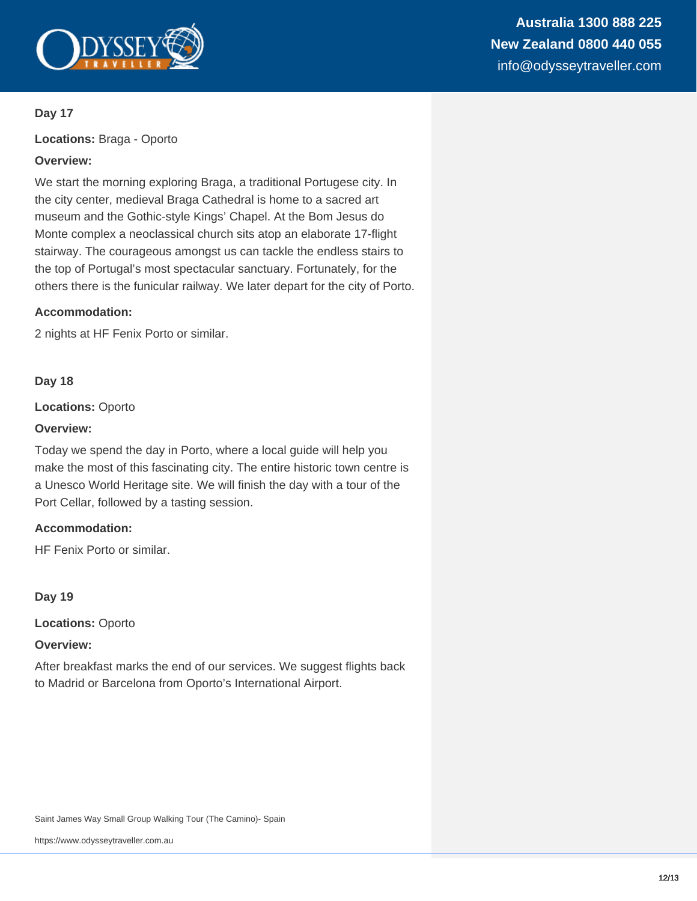### Day 17

**Locations:** Braga - Oporto

**Overview:**

We start the morning exploring Braga, a traditional Portugese city. In the city center, medieval Braga Cathedral is home to a sacred art museum and the Gothic-style Kings' Chapel. At the Bom Jesus do Monte complex a neoclassical church sits atop an elaborate 17-flight stairway. The courageous amongst us can tackle the endless stairs to the top of Portugal's most spectacular sanctuary. Fortunately, for the others there is the funicular railway. We later depart for the city of Porto.

**Accommodation:**

2 nights at HF Fenix Porto or similar.

### Day 18

**Locations:** Oporto

**Overview:**

Today we spend the day in Porto, where a local guide will help you make the most of this fascinating city. The entire historic town centre is a Unesco World Heritage site. We will finish the day with a tour of the Port Cellar, followed by a tasting session.

**Accommodation:**

HF Fenix Porto or similar.

### Day 19

**Locations:** Oporto

**Overview:**

After breakfast marks the end of our services. We suggest flights back to Madrid or Barcelona from Oporto's International Airport.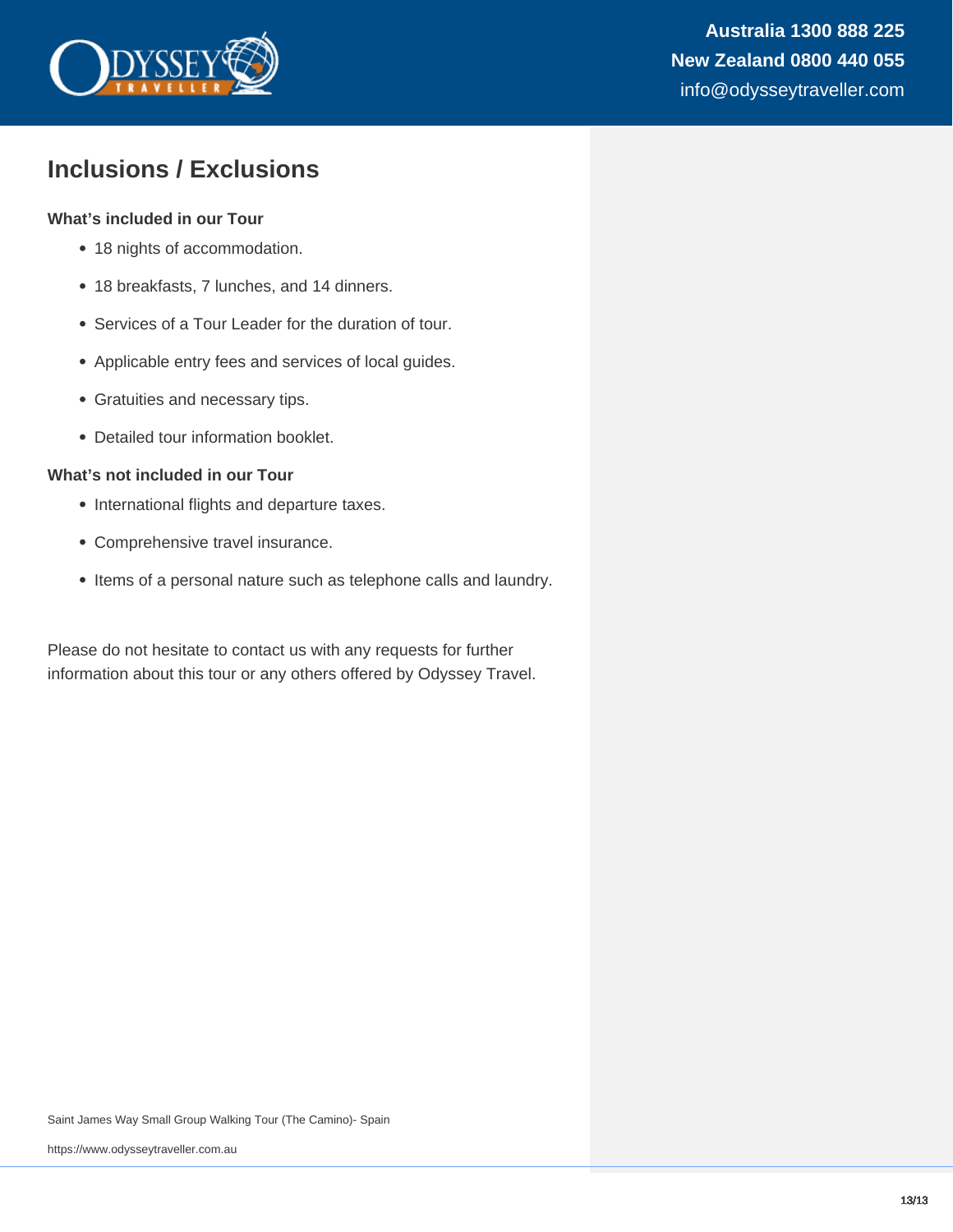## Inclusions / Exclusions

**What's included in our Tour**

- 18 nights of accommodation.
- 18 breakfasts, 7 lunches, and 14 dinners.
- Services of a Tour Leader for the duration of tour.
- Applicable entry fees and services of local guides.
- Gratuities and necessary tips.
- Detailed tour information booklet.

**What's not included in our Tour**

- International flights and departure taxes.
- Comprehensive travel insurance.
- Items of a personal nature such as telephone calls and laundry.

Please do not hesitate to contact us with any requests for further information about this tour or any others offered by Odyssey Travel.